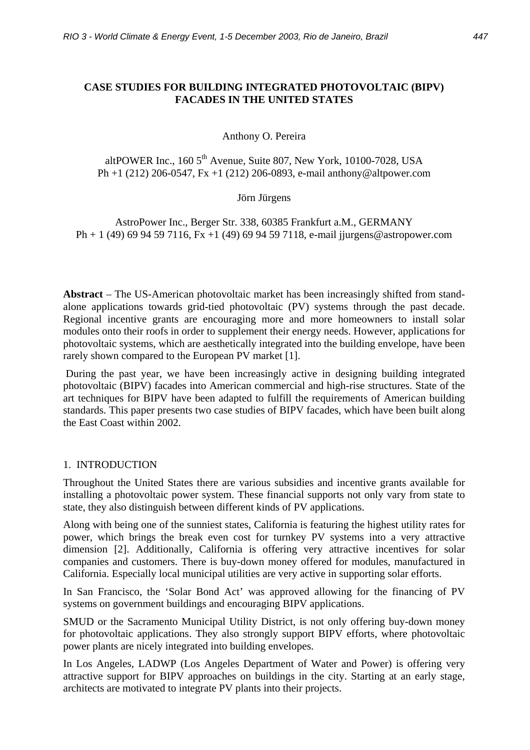# CASE STUDIES FOR BUILDING INTEGRATED PHOTOVOLTAIC (BIPV) FACADES IN THE UNITED STATES

Anthony O. Pereira

altPOWER Inc., 160 5$^{th}$ Avenue, Suite 807, New York, 10100-7028, USA
Ph +1 (212) 206-0547, Fx +1 (212) 206-0893, e-mail anthony@altpower.com

Jörn Jürgens

AstroPower Inc., Berger Str. 338, 60385 Frankfurt a.M., GERMANY
Ph + 1 (49) 69 94 59 7116, Fx +1 (49) 69 94 59 7118, e-mail jjurgens@astropower.com

**Abstract** – The US-American photovoltaic market has been increasingly shifted from stand-alone applications towards grid-tied photovoltaic (PV) systems through the past decade. Regional incentive grants are encouraging more and more homeowners to install solar modules onto their roofs in order to supplement their energy needs. However, applications for photovoltaic systems, which are aesthetically integrated into the building envelope, have been rarely shown compared to the European PV market [1].

During the past year, we have been increasingly active in designing building integrated photovoltaic (BIPV) facades into American commercial and high-rise structures. State of the art techniques for BIPV have been adapted to fulfill the requirements of American building standards. This paper presents two case studies of BIPV facades, which have been built along the East Coast within 2002.

## 1. INTRODUCTION

Throughout the United States there are various subsidies and incentive grants available for installing a photovoltaic power system. These financial supports not only vary from state to state, they also distinguish between different kinds of PV applications.

Along with being one of the sunniest states, California is featuring the highest utility rates for power, which brings the break even cost for turnkey PV systems into a very attractive dimension [2]. Additionally, California is offering very attractive incentives for solar companies and customers. There is buy-down money offered for modules, manufactured in California. Especially local municipal utilities are very active in supporting solar efforts.

In San Francisco, the 'Solar Bond Act' was approved allowing for the financing of PV systems on government buildings and encouraging BIPV applications.

SMUD or the Sacramento Municipal Utility District, is not only offering buy-down money for photovoltaic applications. They also strongly support BIPV efforts, where photovoltaic power plants are nicely integrated into building envelopes.

In Los Angeles, LADWP (Los Angeles Department of Water and Power) is offering very attractive support for BIPV approaches on buildings in the city. Starting at an early stage, architects are motivated to integrate PV plants into their projects.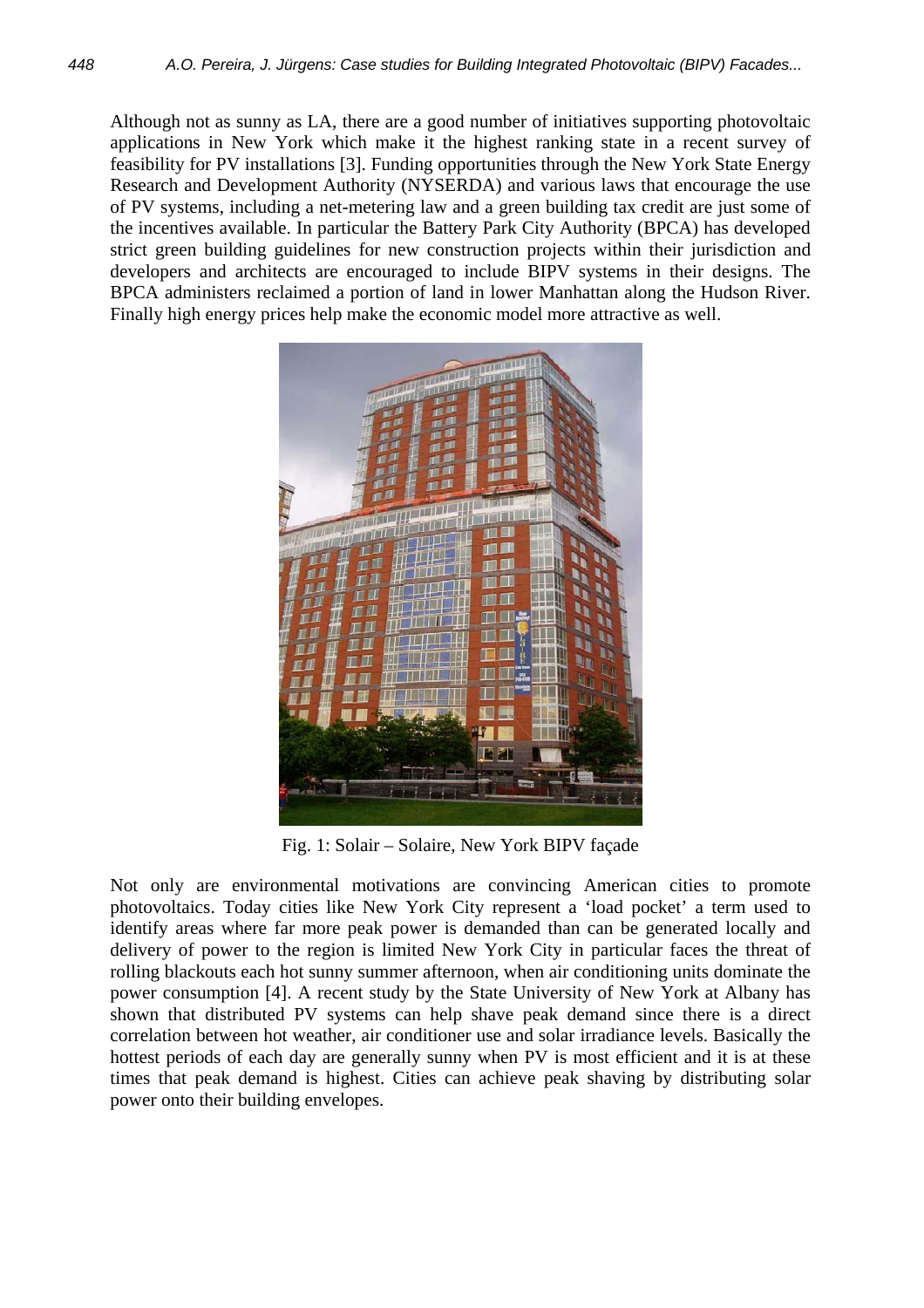Although not as sunny as LA, there are a good number of initiatives supporting photovoltaic applications in New York which make it the highest ranking state in a recent survey of feasibility for PV installations [3]. Funding opportunities through the New York State Energy Research and Development Authority (NYSERDA) and various laws that encourage the use of PV systems, including a net-metering law and a green building tax credit are just some of the incentives available. In particular the Battery Park City Authority (BPCA) has developed strict green building guidelines for new construction projects within their jurisdiction and developers and architects are encouraged to include BIPV systems in their designs. The BPCA administers reclaimed a portion of land in lower Manhattan along the Hudson River. Finally high energy prices help make the economic model more attractive as well.

Fig. 1: Solair – Solaire, New York BIPV façade

Not only are environmental motivations are convincing American cities to promote photovoltaics. Today cities like New York City represent a 'load pocket' a term used to identify areas where far more peak power is demanded than can be generated locally and delivery of power to the region is limited New York City in particular faces the threat of rolling blackouts each hot sunny summer afternoon, when air conditioning units dominate the power consumption [4]. A recent study by the State University of New York at Albany has shown that distributed PV systems can help shave peak demand since there is a direct correlation between hot weather, air conditioner use and solar irradiance levels. Basically the hottest periods of each day are generally sunny when PV is most efficient and it is at these times that peak demand is highest. Cities can achieve peak shaving by distributing solar power onto their building envelopes.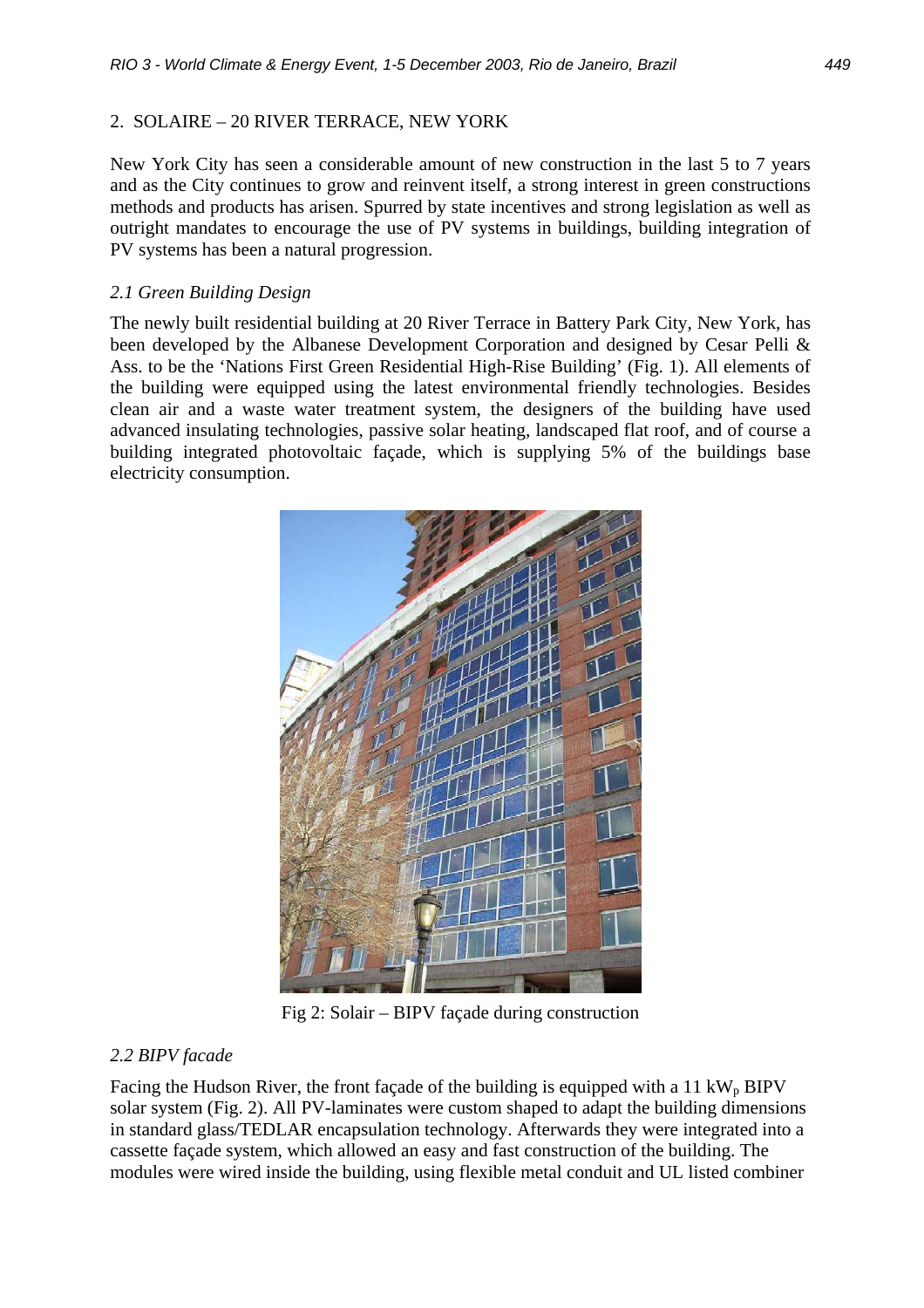## 2. SOLAIRE – 20 RIVER TERRACE, NEW YORK

New York City has seen a considerable amount of new construction in the last 5 to 7 years and as the City continues to grow and reinvent itself, a strong interest in green constructions methods and products has arisen. Spurred by state incentives and strong legislation as well as outright mandates to encourage the use of PV systems in buildings, building integration of PV systems has been a natural progression.

### *2.1 Green Building Design*

The newly built residential building at 20 River Terrace in Battery Park City, New York, has been developed by the Albanese Development Corporation and designed by Cesar Pelli & Ass. to be the 'Nations First Green Residential High-Rise Building' (Fig. 1). All elements of the building were equipped using the latest environmental friendly technologies. Besides clean air and a waste water treatment system, the designers of the building have used advanced insulating technologies, passive solar heating, landscaped flat roof, and of course a building integrated photovoltaic façade, which is supplying 5% of the buildings base electricity consumption.

Fig 2: Solair – BIPV façade during construction

### *2.2 BIPV facade*

Facing the Hudson River, the front façade of the building is equipped with a 11 $kW_p$ BIPV solar system (Fig. 2). All PV-laminates were custom shaped to adapt the building dimensions in standard glass/TEDLAR encapsulation technology. Afterwards they were integrated into a cassette façade system, which allowed an easy and fast construction of the building. The modules were wired inside the building, using flexible metal conduit and UL listed combiner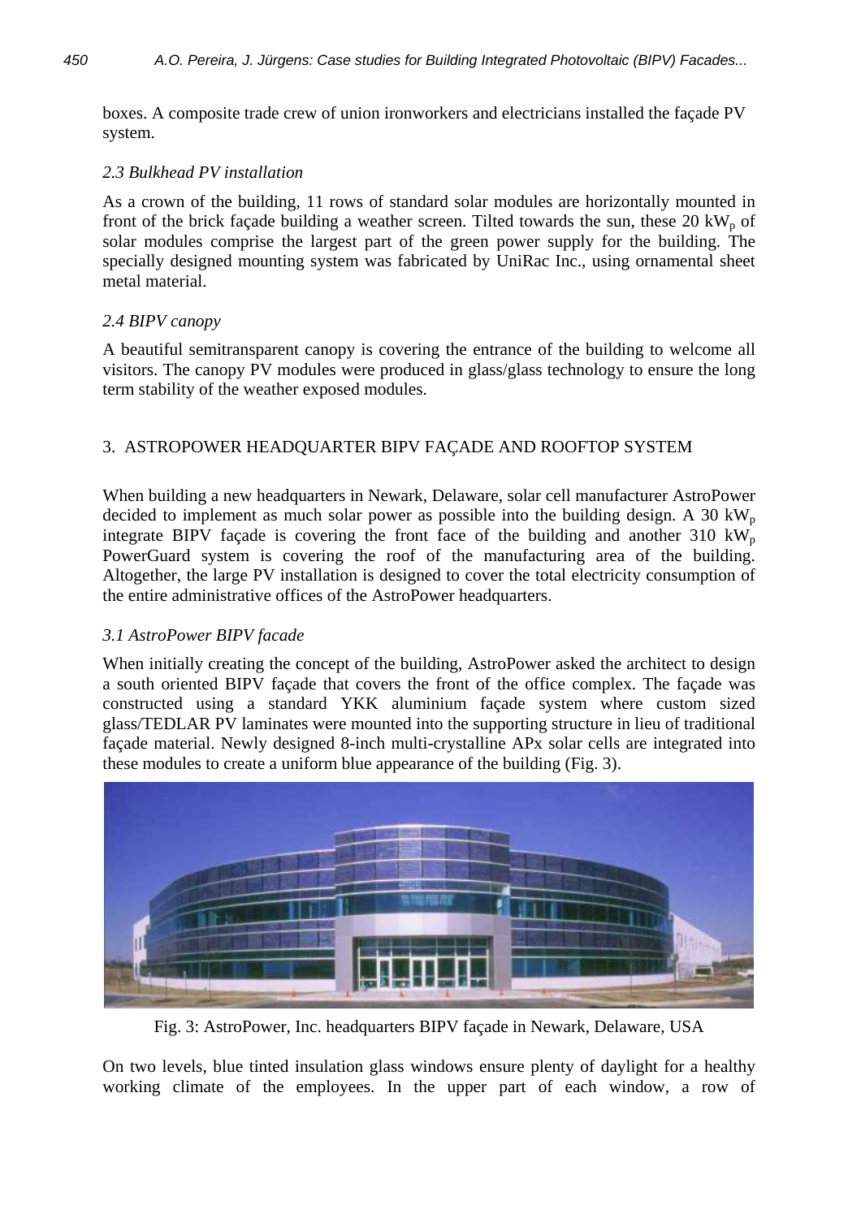boxes. A composite trade crew of union ironworkers and electricians installed the façade PV system.

### 2.3 Bulkhead PV installation

As a crown of the building, 11 rows of standard solar modules are horizontally mounted in front of the brick façade building a weather screen. Tilted towards the sun, these 20 $kW_p$ of solar modules comprise the largest part of the green power supply for the building. The specially designed mounting system was fabricated by UniRac Inc., using ornamental sheet metal material.

### 2.4 BIPV canopy

A beautiful semitransparent canopy is covering the entrance of the building to welcome all visitors. The canopy PV modules were produced in glass/glass technology to ensure the long term stability of the weather exposed modules.

## 3. ASTROPOWER HEADQUARTER BIPV FAÇADE AND ROOFTOP SYSTEM

When building a new headquarters in Newark, Delaware, solar cell manufacturer AstroPower decided to implement as much solar power as possible into the building design. A 30 $kW_p$ integrate BIPV façade is covering the front face of the building and another 310 $kW_p$ PowerGuard system is covering the roof of the manufacturing area of the building. Altogether, the large PV installation is designed to cover the total electricity consumption of the entire administrative offices of the AstroPower headquarters.

### 3.1 AstroPower BIPV facade

When initially creating the concept of the building, AstroPower asked the architect to design a south oriented BIPV façade that covers the front of the office complex. The façade was constructed using a standard YKK aluminium façade system where custom sized glass/TEDLAR PV laminates were mounted into the supporting structure in lieu of traditional façade material. Newly designed 8-inch multi-crystalline APx solar cells are integrated into these modules to create a uniform blue appearance of the building (Fig. 3).

Fig. 3: AstroPower, Inc. headquarters BIPV façade in Newark, Delaware, USA

On two levels, blue tinted insulation glass windows ensure plenty of daylight for a healthy working climate of the employees. In the upper part of each window, a row of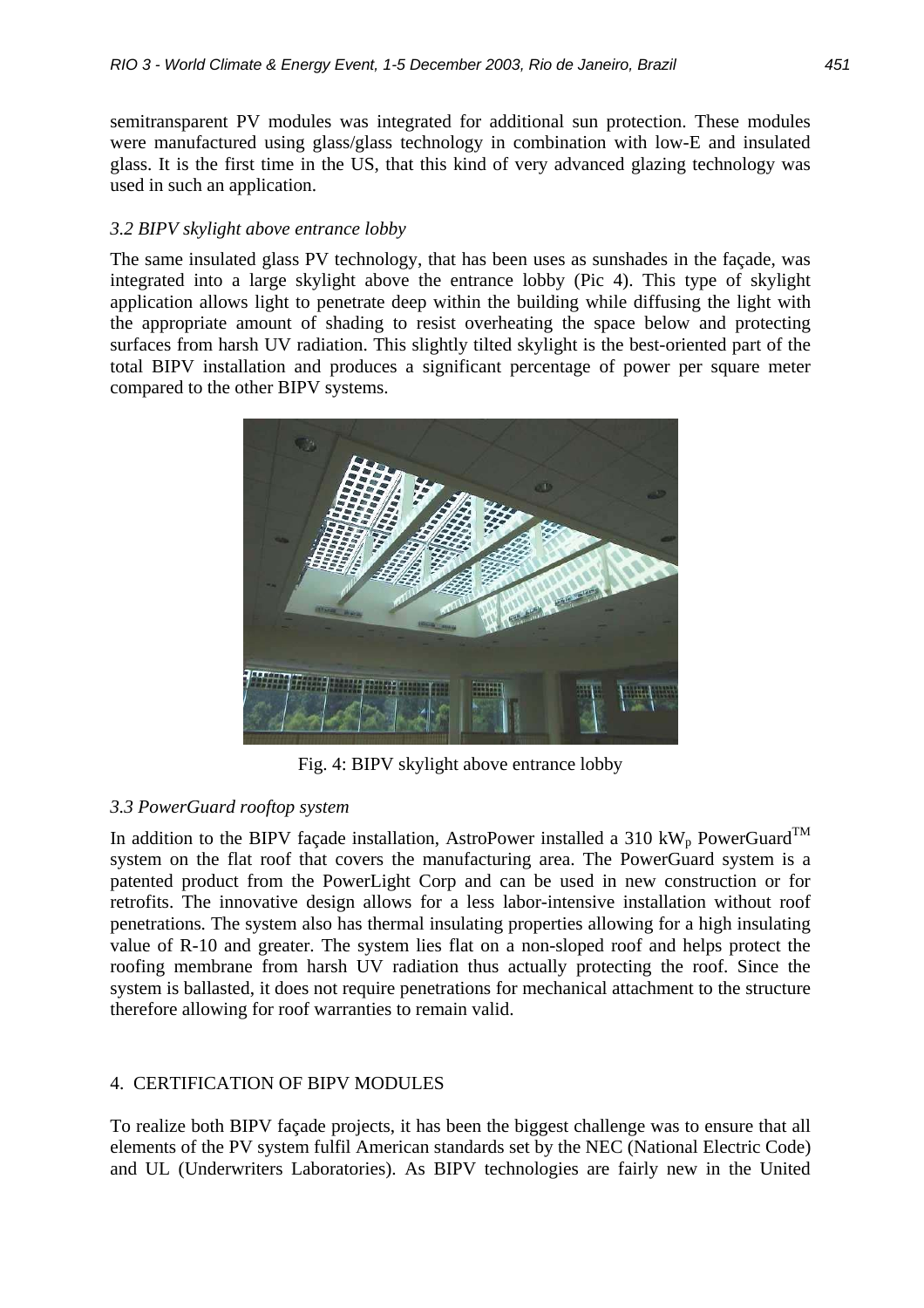semitransparent PV modules was integrated for additional sun protection. These modules were manufactured using glass/glass technology in combination with low-E and insulated glass. It is the first time in the US, that this kind of very advanced glazing technology was used in such an application.

### *3.2 BIPV skylight above entrance lobby*

The same insulated glass PV technology, that has been uses as sunshades in the façade, was integrated into a large skylight above the entrance lobby (Pic 4). This type of skylight application allows light to penetrate deep within the building while diffusing the light with the appropriate amount of shading to resist overheating the space below and protecting surfaces from harsh UV radiation. This slightly tilted skylight is the best-oriented part of the total BIPV installation and produces a significant percentage of power per square meter compared to the other BIPV systems.

Fig. 4: BIPV skylight above entrance lobby

### *3.3 PowerGuard rooftop system*

In addition to the BIPV façade installation, AstroPower installed a 310 $kW_p$ PowerGuard™ system on the flat roof that covers the manufacturing area. The PowerGuard system is a patented product from the PowerLight Corp and can be used in new construction or for retrofits. The innovative design allows for a less labor-intensive installation without roof penetrations. The system also has thermal insulating properties allowing for a high insulating value of R-10 and greater. The system lies flat on a non-sloped roof and helps protect the roofing membrane from harsh UV radiation thus actually protecting the roof. Since the system is ballasted, it does not require penetrations for mechanical attachment to the structure therefore allowing for roof warranties to remain valid.

## 4. CERTIFICATION OF BIPV MODULES

To realize both BIPV façade projects, it has been the biggest challenge was to ensure that all elements of the PV system fulfil American standards set by the NEC (National Electric Code) and UL (Underwriters Laboratories). As BIPV technologies are fairly new in the United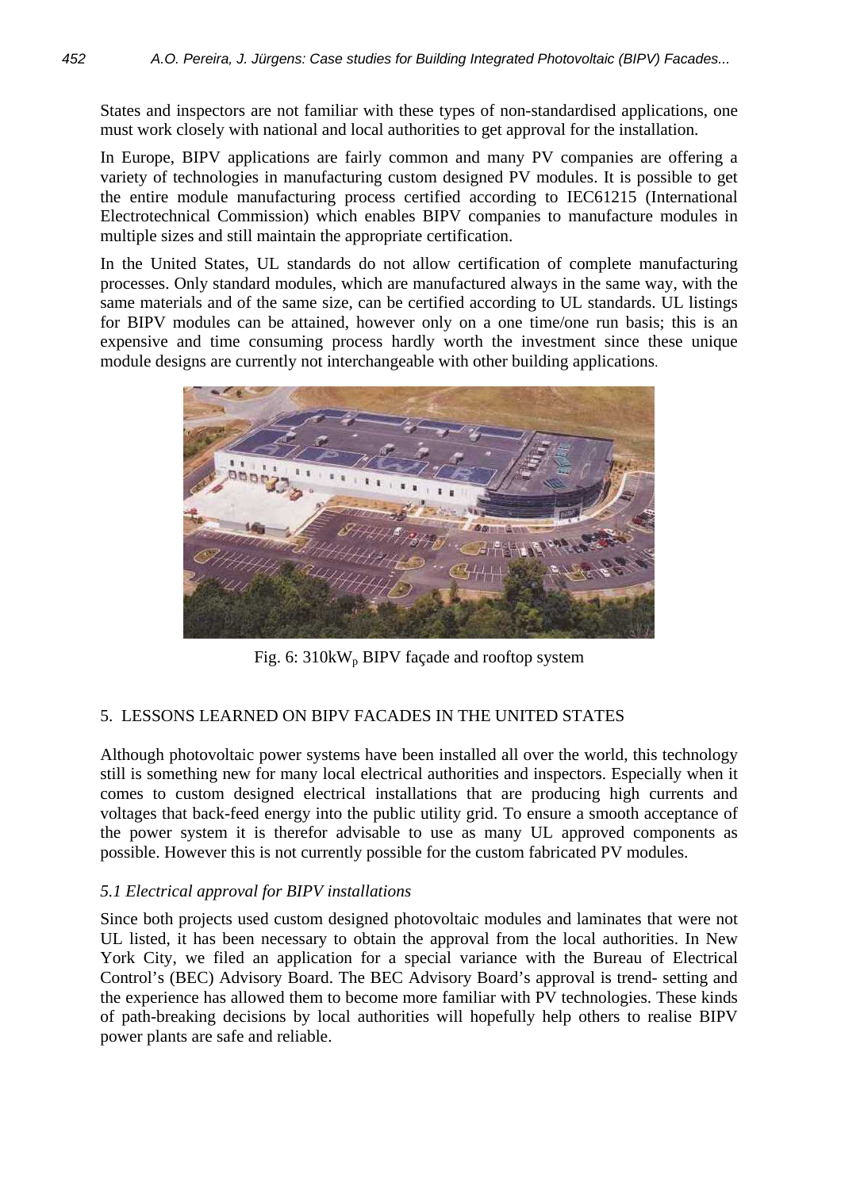States and inspectors are not familiar with these types of non-standardised applications, one must work closely with national and local authorities to get approval for the installation.

In Europe, BIPV applications are fairly common and many PV companies are offering a variety of technologies in manufacturing custom designed PV modules. It is possible to get the entire module manufacturing process certified according to IEC61215 (International Electrotechnical Commission) which enables BIPV companies to manufacture modules in multiple sizes and still maintain the appropriate certification.

In the United States, UL standards do not allow certification of complete manufacturing processes. Only standard modules, which are manufactured always in the same way, with the same materials and of the same size, can be certified according to UL standards. UL listings for BIPV modules can be attained, however only on a one time/one run basis; this is an expensive and time consuming process hardly worth the investment since these unique module designs are currently not interchangeable with other building applications.

Fig. 6: 310kW$_p$ BIPV façade and rooftop system

## 5. LESSONS LEARNED ON BIPV FACADES IN THE UNITED STATES

Although photovoltaic power systems have been installed all over the world, this technology still is something new for many local electrical authorities and inspectors. Especially when it comes to custom designed electrical installations that are producing high currents and voltages that back-feed energy into the public utility grid. To ensure a smooth acceptance of the power system it is therefor advisable to use as many UL approved components as possible. However this is not currently possible for the custom fabricated PV modules.

### *5.1 Electrical approval for BIPV installations*

Since both projects used custom designed photovoltaic modules and laminates that were not UL listed, it has been necessary to obtain the approval from the local authorities. In New York City, we filed an application for a special variance with the Bureau of Electrical Control's (BEC) Advisory Board. The BEC Advisory Board's approval is trend- setting and the experience has allowed them to become more familiar with PV technologies. These kinds of path-breaking decisions by local authorities will hopefully help others to realise BIPV power plants are safe and reliable.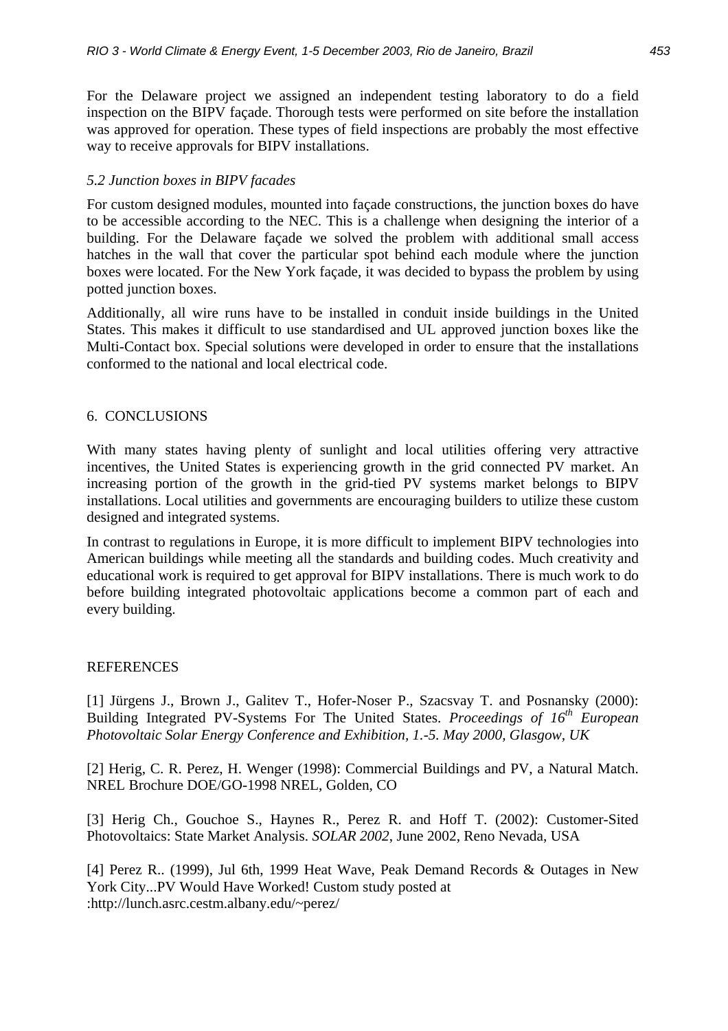For the Delaware project we assigned an independent testing laboratory to do a field inspection on the BIPV façade. Thorough tests were performed on site before the installation was approved for operation. These types of field inspections are probably the most effective way to receive approvals for BIPV installations.

### *5.2 Junction boxes in BIPV facades*

For custom designed modules, mounted into façade constructions, the junction boxes do have to be accessible according to the NEC. This is a challenge when designing the interior of a building. For the Delaware façade we solved the problem with additional small access hatches in the wall that cover the particular spot behind each module where the junction boxes were located. For the New York façade, it was decided to bypass the problem by using potted junction boxes.

Additionally, all wire runs have to be installed in conduit inside buildings in the United States. This makes it difficult to use standardised and UL approved junction boxes like the Multi-Contact box. Special solutions were developed in order to ensure that the installations conformed to the national and local electrical code.

## 6. CONCLUSIONS

With many states having plenty of sunlight and local utilities offering very attractive incentives, the United States is experiencing growth in the grid connected PV market. An increasing portion of the growth in the grid-tied PV systems market belongs to BIPV installations. Local utilities and governments are encouraging builders to utilize these custom designed and integrated systems.

In contrast to regulations in Europe, it is more difficult to implement BIPV technologies into American buildings while meeting all the standards and building codes. Much creativity and educational work is required to get approval for BIPV installations. There is much work to do before building integrated photovoltaic applications become a common part of each and every building.

## REFERENCES

[1] Jürgens J., Brown J., Galitev T., Hofer-Noser P., Szacsvay T. and Posnansky (2000): Building Integrated PV-Systems For The United States. *Proceedings of 16th European Photovoltaic Solar Energy Conference and Exhibition, 1.-5. May 2000, Glasgow, UK*

[2] Herig, C. R. Perez, H. Wenger (1998): Commercial Buildings and PV, a Natural Match. NREL Brochure DOE/GO-1998 NREL, Golden, CO

[3] Herig Ch., Gouchoe S., Haynes R., Perez R. and Hoff T. (2002): Customer-Sited Photovoltaics: State Market Analysis. *SOLAR 2002*, June 2002, Reno Nevada, USA

[4] Perez R.. (1999), Jul 6th, 1999 Heat Wave, Peak Demand Records & Outages in New York City...PV Would Have Worked! Custom study posted at :http://lunch.asrc.cestm.albany.edu/~perez/